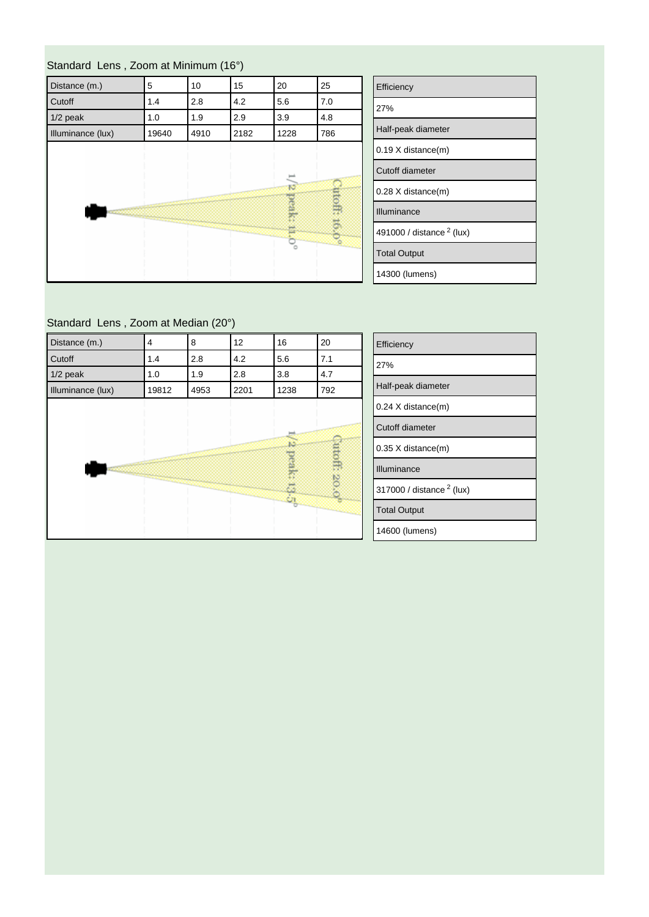## Standard Lens , Zoom at Minimum (16°)

| Distance (m.) | 5 | 10 | 15 | 20 | 25 |
|---|---|---|---|---|---|
| Cutoff | 1.4 | 2.8 | 4.2 | 5.6 | 7.0 |
| 1/2 peak | 1.0 | 1.9 | 2.9 | 3.9 | 4.8 |
| Illuminance (lux) | 19640 | 4910 | 2182 | 1228 | 786 |

1/2 peak: 11.0°

Cutoff: 16.0°

| Efficiency |
|---|
| 27% |
| Half-peak diameter |
| 0.19 X distance(m) |
| Cutoff diameter |
| 0.28 X distance(m) |
| Illuminance |
| 491000 / distance $^2$ (lux) |
| Total Output |
| 14300 (lumens) |

## Standard Lens , Zoom at Median (20°)

| Distance (m.) | 4 | 8 | 12 | 16 | 20 |
|---|---|---|---|---|---|
| Cutoff | 1.4 | 2.8 | 4.2 | 5.6 | 7.1 |
| 1/2 peak | 1.0 | 1.9 | 2.8 | 3.8 | 4.7 |
| Illuminance (lux) | 19812 | 4953 | 2201 | 1238 | 792 |

1/2 peak: 13.5°

Cutoff: 20.0°

| Efficiency |
|---|
| 27% |
| Half-peak diameter |
| 0.24 X distance(m) |
| Cutoff diameter |
| 0.35 X distance(m) |
| Illuminance |
| 317000 / distance $^2$ (lux) |
| Total Output |
| 14600 (lumens) |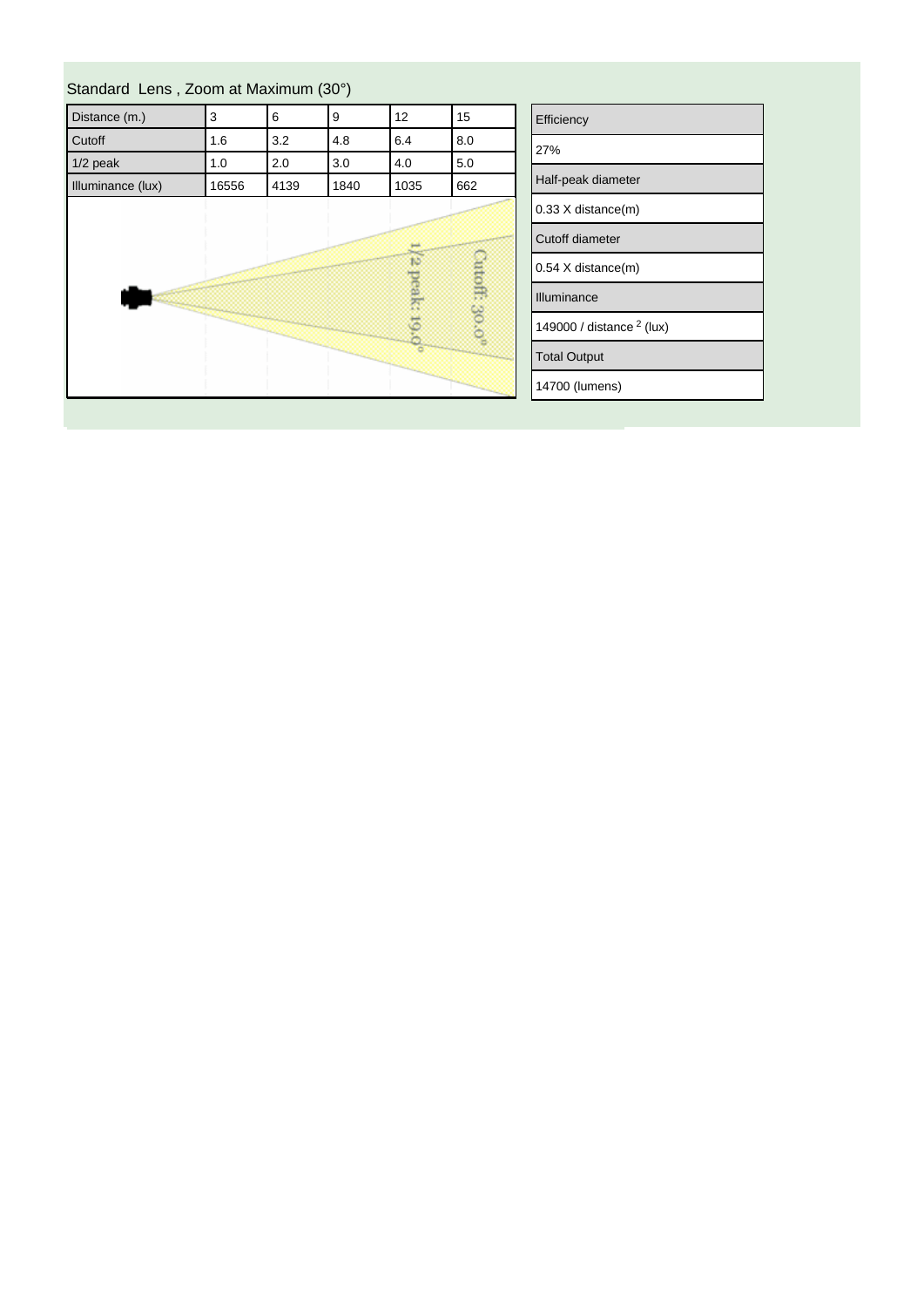Standard Lens , Zoom at Maximum (30°)

| Distance (m.) | 3 | 6 | 9 | 12 | 15 |
|---|---|---|---|---|---|
| Cutoff | 1.6 | 3.2 | 4.8 | 6.4 | 8.0 |
| 1/2 peak | 1.0 | 2.0 | 3.0 | 4.0 | 5.0 |
| Illuminance (lux) | 16556 | 4139 | 1840 | 1035 | 662 |

1/2 peak: 19.0°

Cutoff: 30.0°

| Efficiency |
|---|
| 27% |
| Half-peak diameter |
| 0.33 X distance(m) |
| Cutoff diameter |
| 0.54 X distance(m) |
| Illuminance |
| 149000 / distance $^2$ (lux) |
| Total Output |
| 14700 (lumens) |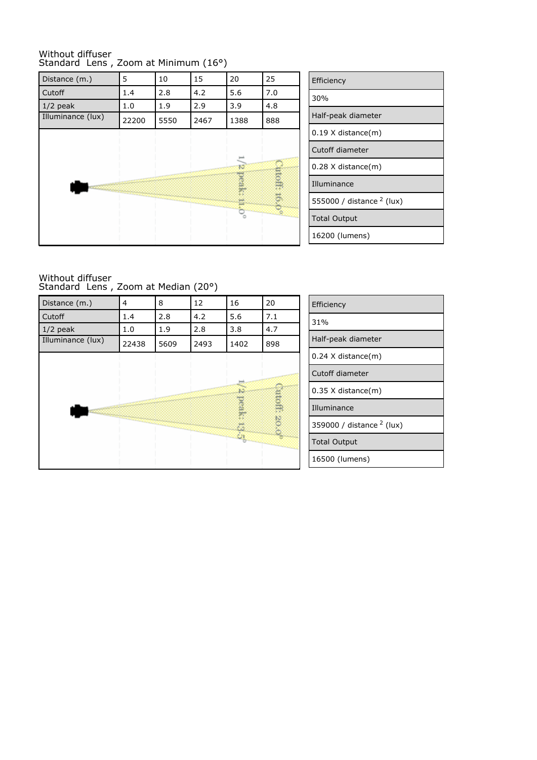Without diffuser
Standard Lens , Zoom at Minimum (16°)

| Distance (m.) | 5 | 10 | 15 | 20 | 25 |
|---|---|---|---|---|---|
| Cutoff | 1.4 | 2.8 | 4.2 | 5.6 | 7.0 |
| 1/2 peak | 1.0 | 1.9 | 2.9 | 3.9 | 4.8 |
| Illuminance (lux) | 22200 | 5550 | 2467 | 1388 | 888 |

1/2 peak: 11.0°
Cutoff: 16.0°

| |
|---|
| Efficiency |
| 30% |
| Half-peak diameter |
| 0.19 X distance(m) |
| Cutoff diameter |
| 0.28 X distance(m) |
| Illuminance |
| 555000 / distance $^2$ (lux) |
| Total Output |
| 16200 (lumens) |

Without diffuser
Standard Lens , Zoom at Median (20°)

| Distance (m.) | 4 | 8 | 12 | 16 | 20 |
|---|---|---|---|---|---|
| Cutoff | 1.4 | 2.8 | 4.2 | 5.6 | 7.1 |
| 1/2 peak | 1.0 | 1.9 | 2.8 | 3.8 | 4.7 |
| Illuminance (lux) | 22438 | 5609 | 2493 | 1402 | 898 |

1/2 peak: 13.5°
Cutoff: 20.0°

| |
|---|
| Efficiency |
| 31% |
| Half-peak diameter |
| 0.24 X distance(m) |
| Cutoff diameter |
| 0.35 X distance(m) |
| Illuminance |
| 359000 / distance $^2$ (lux) |
| Total Output |
| 16500 (lumens) |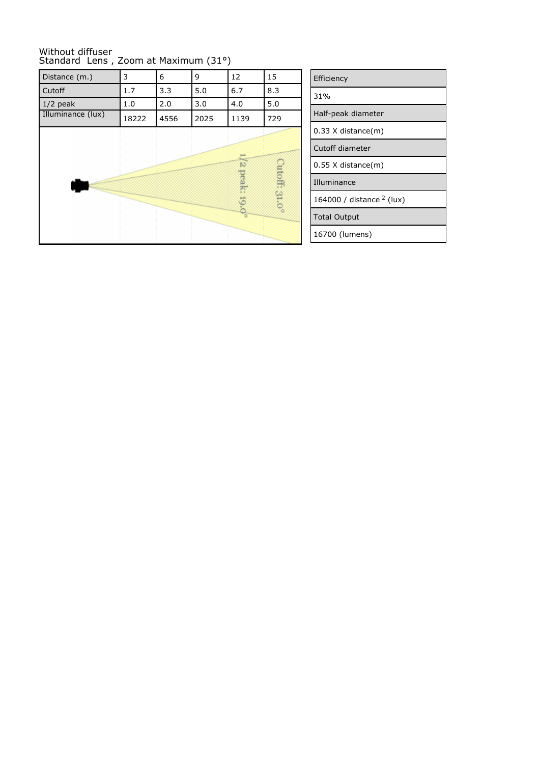Without diffuser
Standard Lens , Zoom at Maximum (31°)

| Distance (m.) | 3 | 6 | 9 | 12 | 15 |
|---|---|---|---|---|---|
| Cutoff | 1.7 | 3.3 | 5.0 | 6.7 | 8.3 |
| 1/2 peak | 1.0 | 2.0 | 3.0 | 4.0 | 5.0 |
| Illuminance (lux) | 18222 | 4556 | 2025 | 1139 | 729 |

1/2 peak: 19.0°

Cutoff: 31.0°

| Efficiency |
|---|
| 31% |
| Half-peak diameter |
| 0.33 X distance(m) |
| Cutoff diameter |
| 0.55 X distance(m) |
| Illuminance |
| 164000 / distance $^2$ (lux) |
| Total Output |
| 16700 (lumens) |